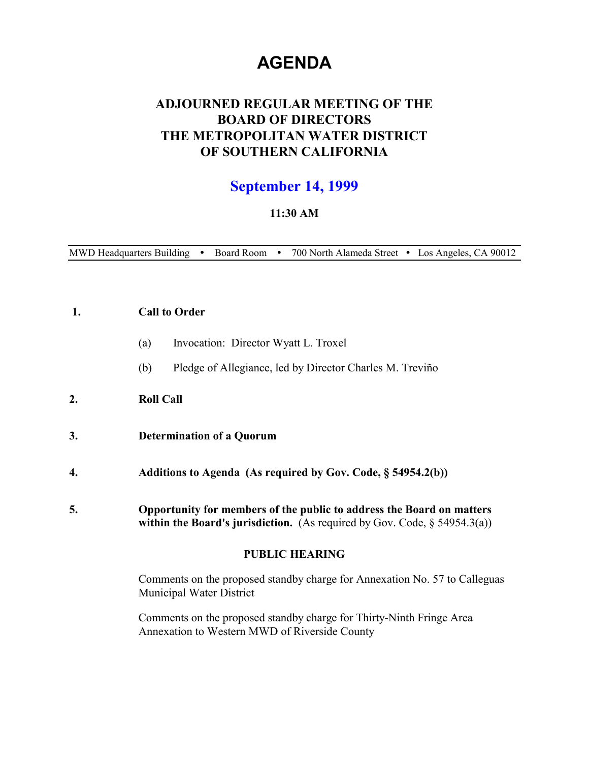# AGENDA

## ADJOURNED REGULAR MEETING OF THE BOARD OF DIRECTORS THE METROPOLITAN WATER DISTRICT OF SOUTHERN CALIFORNIA

## September 14, 1999

**11:30 AM**

MWD Headquarters Building • Board Room • 700 North Alameda Street • Los Angeles, CA 90012

---

**1. Call to Order**

(a) Invocation: Director Wyatt L. Troxel

(b) Pledge of Allegiance, led by Director Charles M. Treviño

**2. Roll Call**

**3. Determination of a Quorum**

**4. Additions to Agenda (As required by Gov. Code, § 54954.2(b))**

**5. Opportunity for members of the public to address the Board on matters within the Board's jurisdiction.** (As required by Gov. Code, § 54954.3(a))

**PUBLIC HEARING**

Comments on the proposed standby charge for Annexation No. 57 to Calleguas Municipal Water District

Comments on the proposed standby charge for Thirty-Ninth Fringe Area Annexation to Western MWD of Riverside County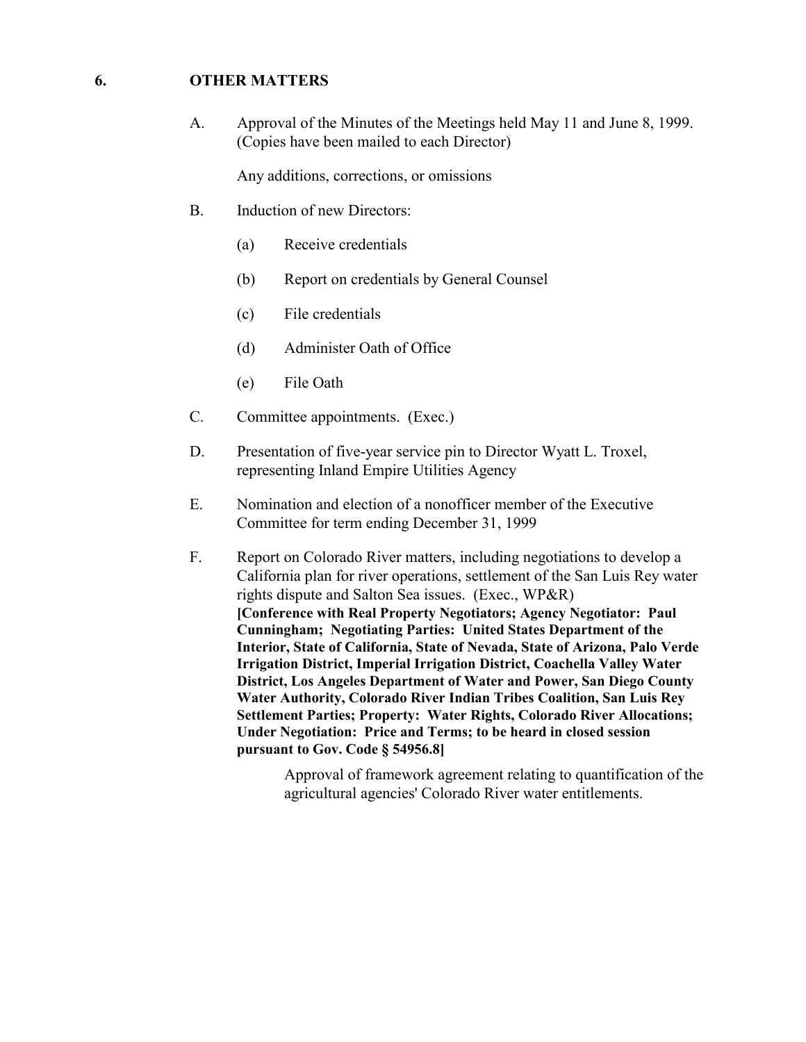## 6. OTHER MATTERS

A. Approval of the Minutes of the Meetings held May 11 and June 8, 1999. (Copies have been mailed to each Director)

   Any additions, corrections, or omissions

B. Induction of new Directors:

   (a) Receive credentials

   (b) Report on credentials by General Counsel

   (c) File credentials

   (d) Administer Oath of Office

   (e) File Oath

C. Committee appointments. (Exec.)

D. Presentation of five-year service pin to Director Wyatt L. Troxel, representing Inland Empire Utilities Agency

E. Nomination and election of a nonofficer member of the Executive Committee for term ending December 31, 1999

F. Report on Colorado River matters, including negotiations to develop a California plan for river operations, settlement of the San Luis Rey water rights dispute and Salton Sea issues. (Exec., WP&R)
   **[Conference with Real Property Negotiators; Agency Negotiator: Paul Cunningham; Negotiating Parties: United States Department of the Interior, State of California, State of Nevada, State of Arizona, Palo Verde Irrigation District, Imperial Irrigation District, Coachella Valley Water District, Los Angeles Department of Water and Power, San Diego County Water Authority, Colorado River Indian Tribes Coalition, San Luis Rey Settlement Parties; Property: Water Rights, Colorado River Allocations; Under Negotiation: Price and Terms; to be heard in closed session pursuant to Gov. Code § 54956.8]**

   Approval of framework agreement relating to quantification of the agricultural agencies' Colorado River water entitlements.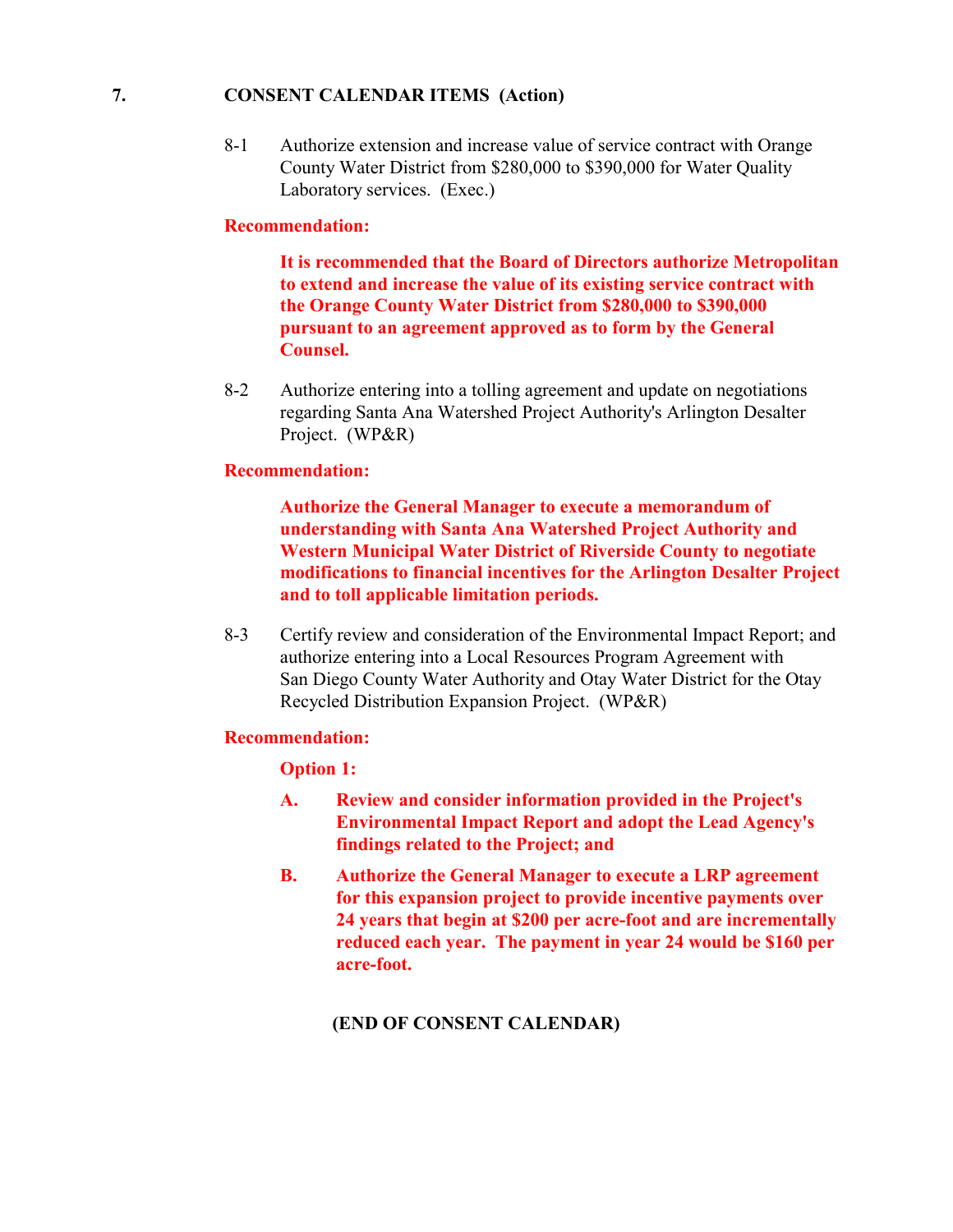**7. CONSENT CALENDAR ITEMS (Action)**

8-1 Authorize extension and increase value of service contract with Orange County Water District from $280,000 to $390,000 for Water Quality Laboratory services. (Exec.)

**Recommendation:**

**It is recommended that the Board of Directors authorize Metropolitan to extend and increase the value of its existing service contract with the Orange County Water District from $280,000 to $390,000 pursuant to an agreement approved as to form by the General Counsel.**

8-2 Authorize entering into a tolling agreement and update on negotiations regarding Santa Ana Watershed Project Authority's Arlington Desalter Project. (WP&R)

**Recommendation:**

**Authorize the General Manager to execute a memorandum of understanding with Santa Ana Watershed Project Authority and Western Municipal Water District of Riverside County to negotiate modifications to financial incentives for the Arlington Desalter Project and to toll applicable limitation periods.**

8-3 Certify review and consideration of the Environmental Impact Report; and authorize entering into a Local Resources Program Agreement with San Diego County Water Authority and Otay Water District for the Otay Recycled Distribution Expansion Project. (WP&R)

**Recommendation:**

**Option 1:**

**A. Review and consider information provided in the Project's Environmental Impact Report and adopt the Lead Agency's findings related to the Project; and**

**B. Authorize the General Manager to execute a LRP agreement for this expansion project to provide incentive payments over 24 years that begin at $200 per acre-foot and are incrementally reduced each year. The payment in year 24 would be $160 per acre-foot.**

**(END OF CONSENT CALENDAR)**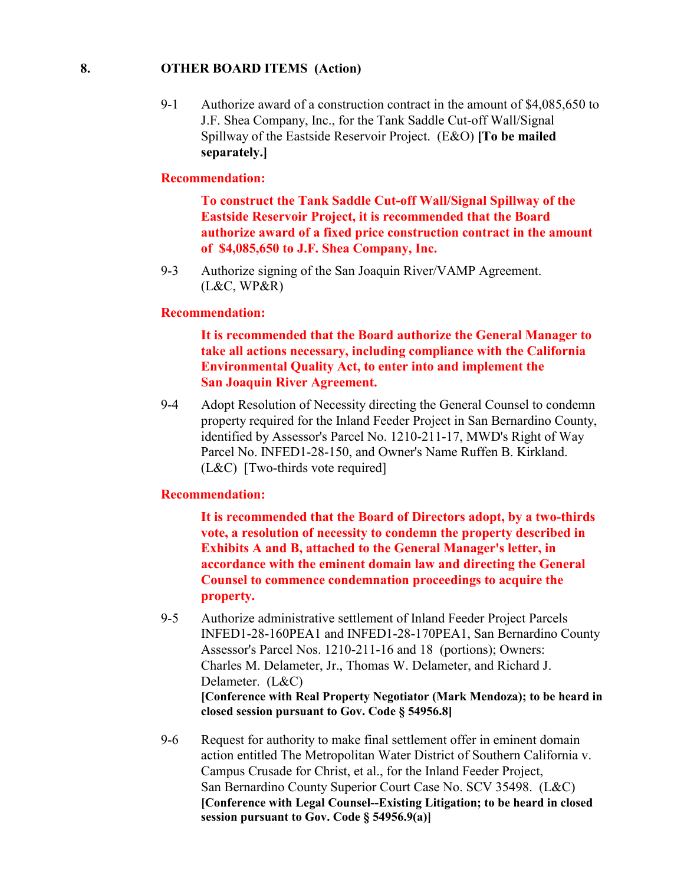## 8. OTHER BOARD ITEMS (Action)

9-1 Authorize award of a construction contract in the amount of $4,085,650 to J.F. Shea Company, Inc., for the Tank Saddle Cut-off Wall/Signal Spillway of the Eastside Reservoir Project. (E&O) **[To be mailed separately.]**

**Recommendation:**

**To construct the Tank Saddle Cut-off Wall/Signal Spillway of the Eastside Reservoir Project, it is recommended that the Board authorize award of a fixed price construction contract in the amount of $4,085,650 to J.F. Shea Company, Inc.**

9-3 Authorize signing of the San Joaquin River/VAMP Agreement. (L&C, WP&R)

**Recommendation:**

**It is recommended that the Board authorize the General Manager to take all actions necessary, including compliance with the California Environmental Quality Act, to enter into and implement the San Joaquin River Agreement.**

9-4 Adopt Resolution of Necessity directing the General Counsel to condemn property required for the Inland Feeder Project in San Bernardino County, identified by Assessor's Parcel No. 1210-211-17, MWD's Right of Way Parcel No. INFED1-28-150, and Owner's Name Ruffen B. Kirkland. (L&C) [Two-thirds vote required]

**Recommendation:**

**It is recommended that the Board of Directors adopt, by a two-thirds vote, a resolution of necessity to condemn the property described in Exhibits A and B, attached to the General Manager's letter, in accordance with the eminent domain law and directing the General Counsel to commence condemnation proceedings to acquire the property.**

9-5 Authorize administrative settlement of Inland Feeder Project Parcels INFED1-28-160PEA1 and INFED1-28-170PEA1, San Bernardino County Assessor's Parcel Nos. 1210-211-16 and 18 (portions); Owners: Charles M. Delameter, Jr., Thomas W. Delameter, and Richard J. Delameter. (L&C)
**[Conference with Real Property Negotiator (Mark Mendoza); to be heard in closed session pursuant to Gov. Code § 54956.8]**

9-6 Request for authority to make final settlement offer in eminent domain action entitled The Metropolitan Water District of Southern California v. Campus Crusade for Christ, et al., for the Inland Feeder Project, San Bernardino County Superior Court Case No. SCV 35498. (L&C)
**[Conference with Legal Counsel--Existing Litigation; to be heard in closed session pursuant to Gov. Code § 54956.9(a)]**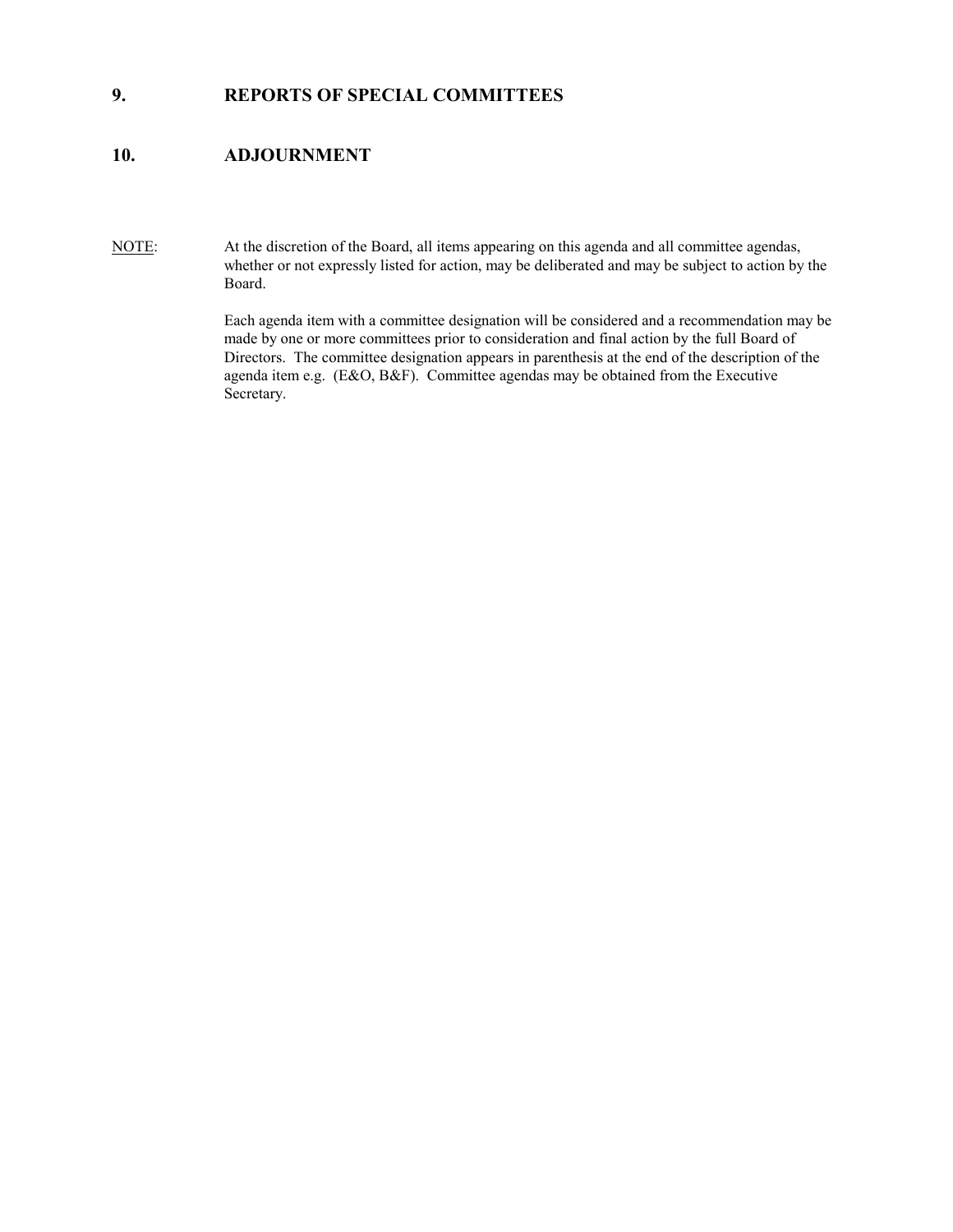## 9. REPORTS OF SPECIAL COMMITTEES

## 10. ADJOURNMENT

NOTE: At the discretion of the Board, all items appearing on this agenda and all committee agendas, whether or not expressly listed for action, may be deliberated and may be subject to action by the Board.

Each agenda item with a committee designation will be considered and a recommendation may be made by one or more committees prior to consideration and final action by the full Board of Directors. The committee designation appears in parenthesis at the end of the description of the agenda item e.g. (E&O, B&F). Committee agendas may be obtained from the Executive Secretary.